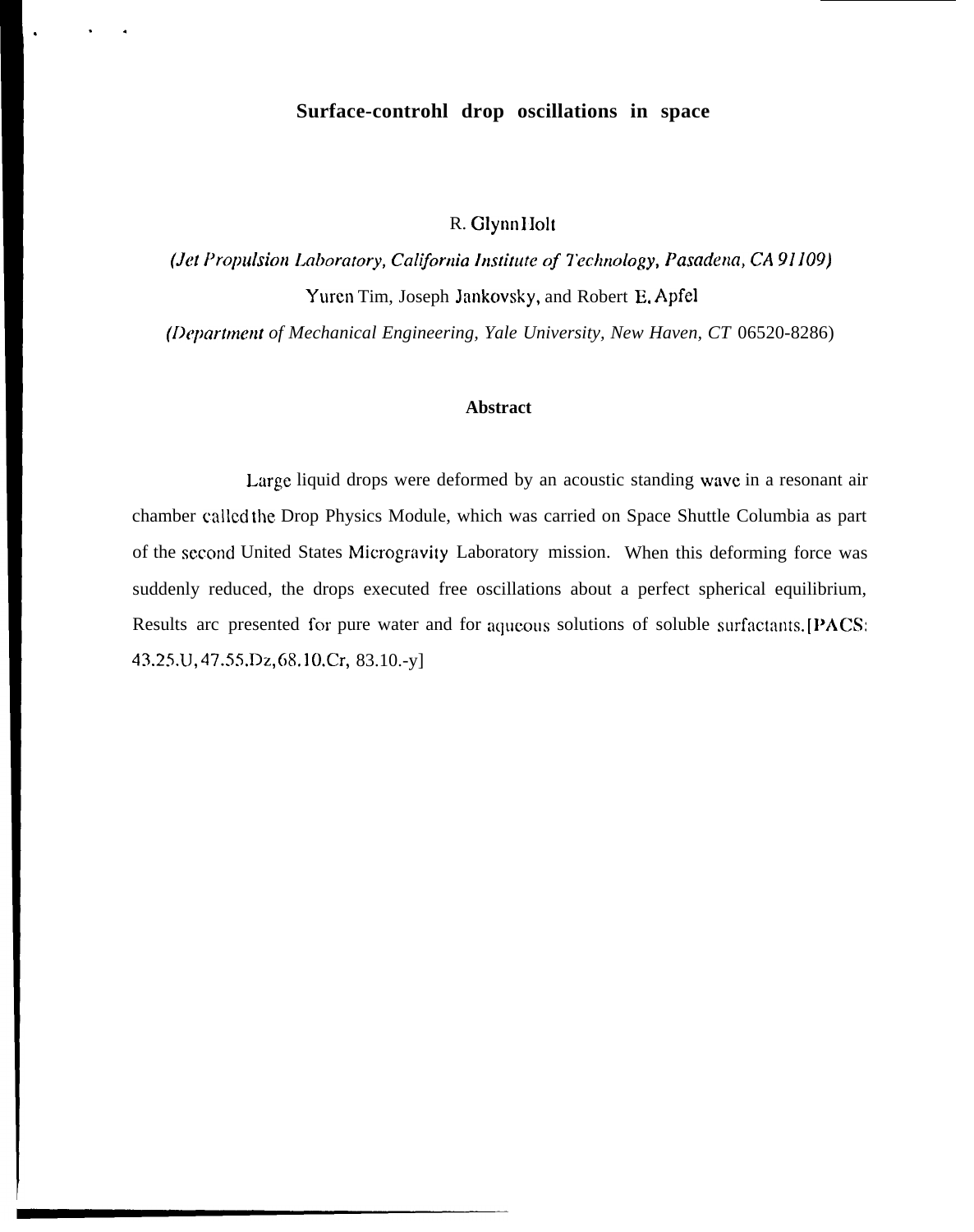# Surface-controhl drop oscillations in space

R. Glynn Holt

*(Jet Propulsion Laboratory, California Institute of Technology, Pasadena, CA 91109)*

Yuren Tim, Joseph Jankovsky, and Robert E. Apfel

*(Department of Mechanical Engineering, Yale University, New Haven, CT 06520-8286)*

**Abstract**

Large liquid drops were deformed by an acoustic standing wave in a resonant air chamber called the Drop Physics Module, which was carried on Space Shuttle Columbia as part of the second United States Microgravity Laboratory mission. When this deforming force was suddenly reduced, the drops executed free oscillations about a perfect spherical equilibrium, Results arc presented for pure water and for aqueous solutions of soluble surfactants. [PACS: 43.25.U, 47.55.Dz, 68.10.Cr, 83.10.-y]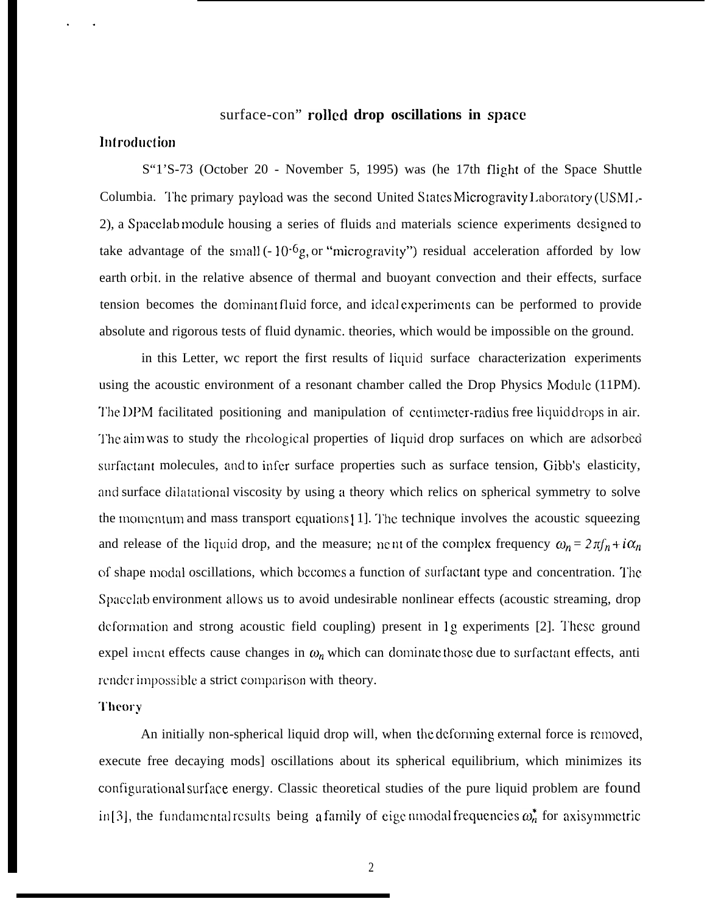# surface-con" rolled drop oscillations in space

## Introduction

S"1'S-73 (October 20 - November 5, 1995) was (he 17th flight of the Space Shuttle Columbia. The primary payload was the second United States Microgravity Laboratory (USML-2), a Spacelab module housing a series of fluids and materials science experiments designed to take advantage of the small (- $10^{-6}$g, or "microgravity") residual acceleration afforded by low earth orbit. in the relative absence of thermal and buoyant convection and their effects, surface tension becomes the dominant fluid force, and ideal experiments can be performed to provide absolute and rigorous tests of fluid dynamic. theories, which would be impossible on the ground.

in this Letter, wc report the first results of liquid surface characterization experiments using the acoustic environment of a resonant chamber called the Drop Physics Module (11PM). The DPM facilitated positioning and manipulation of centimeter-radius free liquid drops in air. The aim was to study the rheological properties of liquid drop surfaces on which are adsorbed surfactant molecules, and to infer surface properties such as surface tension, Gibb's elasticity, and surface dilatational viscosity by using a theory which relics on spherical symmetry to solve the momentum and mass transport equations [1]. The technique involves the acoustic squeezing and release of the liquid drop, and the measure; ne nt of the complex frequency $\omega_n = 2\pi f_n + i\alpha_n$ of shape modal oscillations, which becomes a function of surfactant type and concentration. The Spacelab environment allows us to avoid undesirable nonlinear effects (acoustic streaming, drop deformation and strong acoustic field coupling) present in 1g experiments [2]. These ground expel iment effects cause changes in $\omega_n$ which can dominate those due to surfactant effects, anti render impossible a strict comparison with theory.

## Theory

An initially non-spherical liquid drop will, when the deforming external force is removed, execute free decaying mods] oscillations about its spherical equilibrium, which minimizes its configurational surface energy. Classic theoretical studies of the pure liquid problem are found in [3], the fundamental results being a family of eige nmodal frequencies $\omega_n^*$ for axisymmetric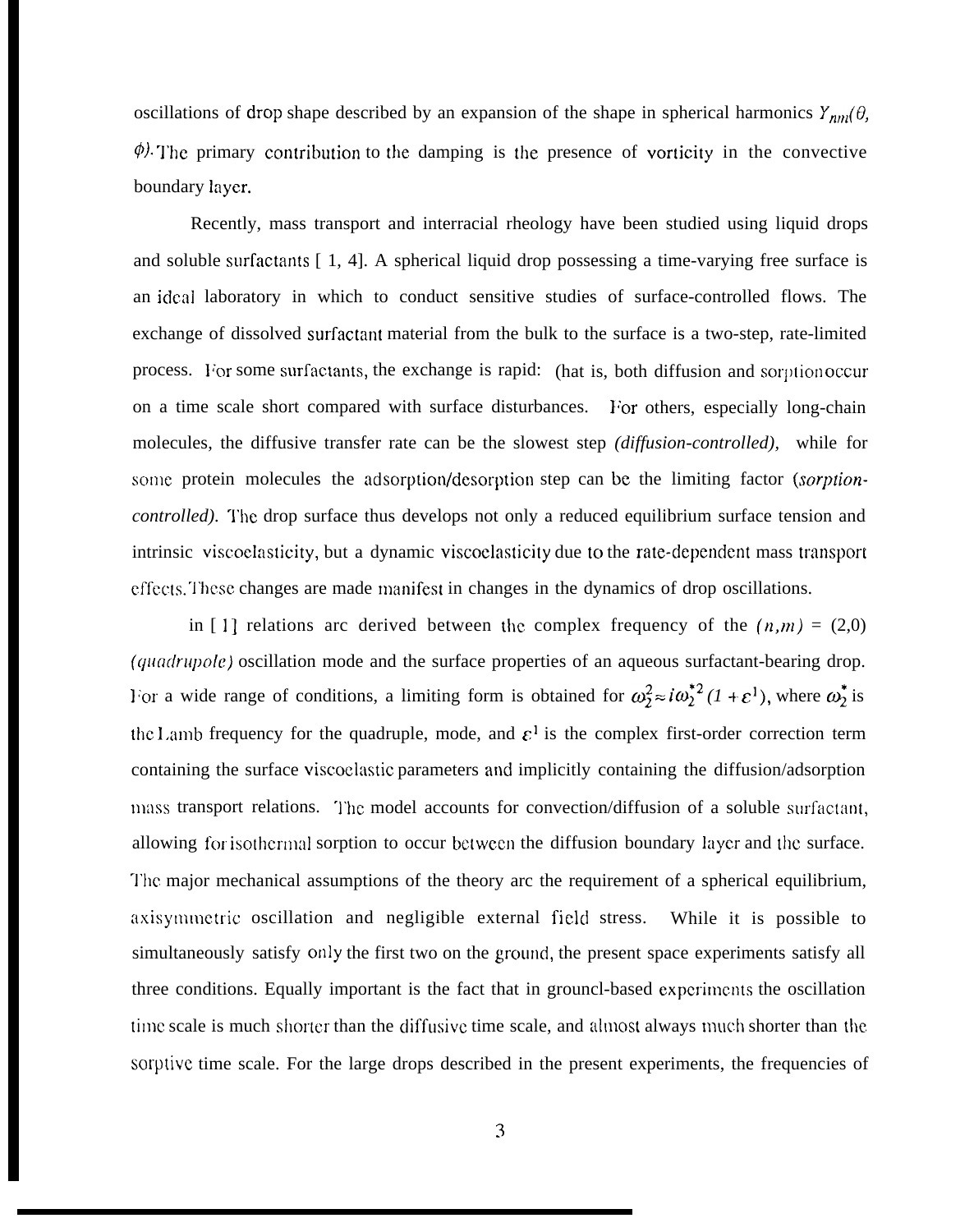oscillations of drop shape described by an expansion of the shape in spherical harmonics $Y_{nm}(\theta, \phi)$. The primary contribution to the damping is the presence of vorticity in the convective boundary layer.

Recently, mass transport and interracial rheology have been studied using liquid drops and soluble surfactants [ 1, 4]. A spherical liquid drop possessing a time-varying free surface is an ideal laboratory in which to conduct sensitive studies of surface-controlled flows. The exchange of dissolved surfactant material from the bulk to the surface is a two-step, rate-limited process. For some surfactants, the exchange is rapid: (hat is, both diffusion and sorption occur on a time scale short compared with surface disturbances. For others, especially long-chain molecules, the diffusive transfer rate can be the slowest step *(diffusion-controlled),* while for some protein molecules the adsorption/desorption step can be the limiting factor (*sorption-controlled).* The drop surface thus develops not only a reduced equilibrium surface tension and intrinsic viscoelasticity, but a dynamic viscoelasticity due to the rate-dependent mass transport effects. These changes are made manifest in changes in the dynamics of drop oscillations.

in [ 1] relations arc derived between the complex frequency of the $(n,m)$ = (2,0) *(quadrupole)* oscillation mode and the surface properties of an aqueous surfactant-bearing drop. For a wide range of conditions, a limiting form is obtained for $\omega_2^2 \approx i\omega_2^{*2}(1+\varepsilon^1)$, where $\omega_2^*$ is the Lamb frequency for the quadruple, mode, and $\varepsilon^1$ is the complex first-order correction term containing the surface viscoelastic parameters and implicitly containing the diffusion/adsorption mass transport relations. The model accounts for convection/diffusion of a soluble surfactant, allowing for isothermal sorption to occur between the diffusion boundary layer and the surface. The major mechanical assumptions of the theory arc the requirement of a spherical equilibrium, axisymmetric oscillation and negligible external field stress. While it is possible to simultaneously satisfy only the first two on the ground, the present space experiments satisfy all three conditions. Equally important is the fact that in grouncl-based experiments the oscillation time scale is much shorter than the diffusive time scale, and almost always much shorter than the sorptive time scale. For the large drops described in the present experiments, the frequencies of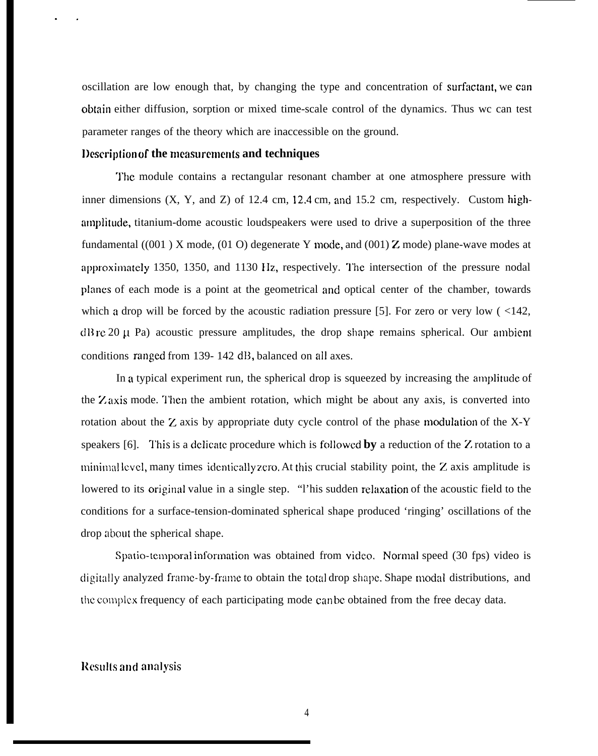oscillation are low enough that, by changing the type and concentration of surfactant, we can obtain either diffusion, sorption or mixed time-scale control of the dynamics. Thus wc can test parameter ranges of the theory which are inaccessible on the ground.

## Description of the measurements and techniques

The module contains a rectangular resonant chamber at one atmosphere pressure with inner dimensions (X, Y, and Z) of 12.4 cm, 12.4 cm, and 15.2 cm, respectively. Custom high-amplitude, titanium-dome acoustic loudspeakers were used to drive a superposition of the three fundamental ((001 ) X mode, (01 O) degenerate Y mode, and (001) Z mode) plane-wave modes at approximately 1350, 1350, and 1130 Hz, respectively. The intersection of the pressure nodal planes of each mode is a point at the geometrical and optical center of the chamber, towards which a drop will be forced by the acoustic radiation pressure [5]. For zero or very low ( <142, dB re 20 μ Pa) acoustic pressure amplitudes, the drop shape remains spherical. Our ambient conditions ranged from 139- 142 dB, balanced on all axes.

In a typical experiment run, the spherical drop is squeezed by increasing the amplitude of the Z axis mode. Then the ambient rotation, which might be about any axis, is converted into rotation about the Z axis by appropriate duty cycle control of the phase modulation of the X-Y speakers [6]. This is a delicate procedure which is followed **by** a reduction of the Z rotation to a minimal level, many times identically zero. At this crucial stability point, the Z axis amplitude is lowered to its original value in a single step. "l'his sudden relaxation of the acoustic field to the conditions for a surface-tension-dominated spherical shape produced 'ringing' oscillations of the drop about the spherical shape.

Spatio-temporal information was obtained from video. Normal speed (30 fps) video is digitally analyzed frame-by-frame to obtain the total drop shape. Shape modal distributions, and the complex frequency of each participating mode can be obtained from the free decay data.

## Results and analysis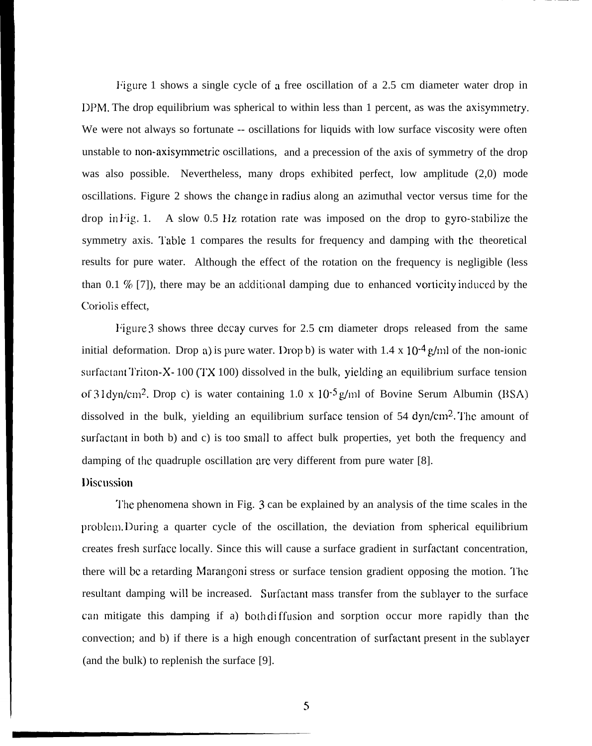Figure 1 shows a single cycle of a free oscillation of a 2.5 cm diameter water drop in DPM. The drop equilibrium was spherical to within less than 1 percent, as was the axisymmetry. We were not always so fortunate -- oscillations for liquids with low surface viscosity were often unstable to non-axisymmetric oscillations, and a precession of the axis of symmetry of the drop was also possible. Nevertheless, many drops exhibited perfect, low amplitude (2,0) mode oscillations. Figure 2 shows the change in radius along an azimuthal vector versus time for the drop in Fig. 1. A slow 0.5 Hz rotation rate was imposed on the drop to gyro-stabilize the symmetry axis. Table 1 compares the results for frequency and damping with the theoretical results for pure water. Although the effect of the rotation on the frequency is negligible (less than 0.1 % [7]), there may be an additional damping due to enhanced vorticity induced by the Coriolis effect,

Figure 3 shows three decay curves for 2.5 cm diameter drops released from the same initial deformation. Drop a) is pure water. Drop b) is water with $1.4 \times 10^{-4}$ g/ml of the non-ionic surfactant Triton-X-100 (TX 100) dissolved in the bulk, yielding an equilibrium surface tension of 31 dyn/cm$^2$. Drop c) is water containing $1.0 \times 10^{-5}$ g/ml of Bovine Serum Albumin (BSA) dissolved in the bulk, yielding an equilibrium surface tension of 54 dyn/cm$^2$. The amount of surfactant in both b) and c) is too small to affect bulk properties, yet both the frequency and damping of the quadruple oscillation are very different from pure water [8].

## Discussion

The phenomena shown in Fig. 3 can be explained by an analysis of the time scales in the problem. During a quarter cycle of the oscillation, the deviation from spherical equilibrium creates fresh surface locally. Since this will cause a surface gradient in surfactant concentration, there will be a retarding Marangoni stress or surface tension gradient opposing the motion. The resultant damping will be increased. Surfactant mass transfer from the sublayer to the surface can mitigate this damping if a) both diffusion and sorption occur more rapidly than the convection; and b) if there is a high enough concentration of surfactant present in the sublayer (and the bulk) to replenish the surface [9].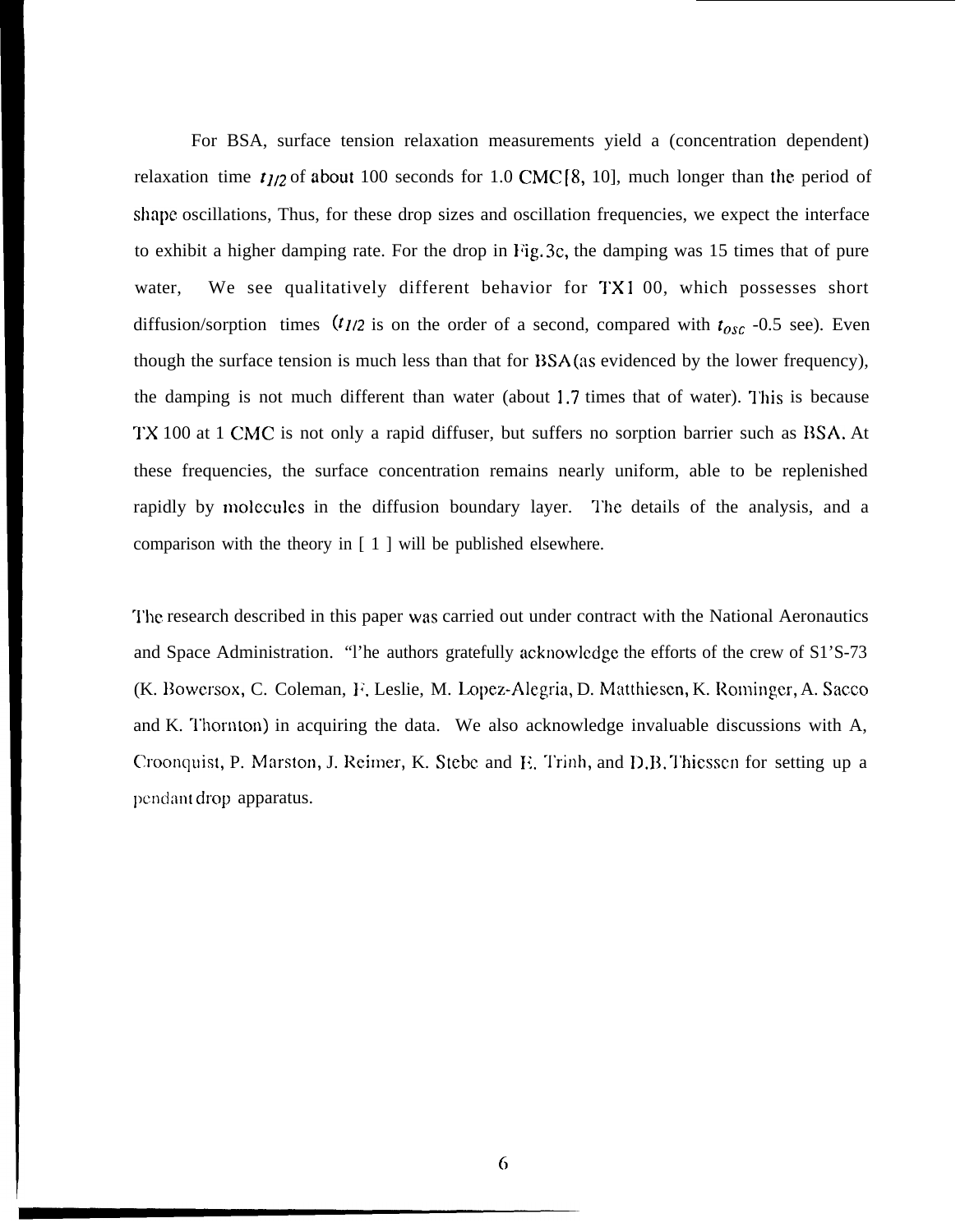For BSA, surface tension relaxation measurements yield a (concentration dependent) relaxation time $t_{1/2}$ of about 100 seconds for 1.0 CMC [8, 10], much longer than the period of shape oscillations, Thus, for these drop sizes and oscillation frequencies, we expect the interface to exhibit a higher damping rate. For the drop in Fig. 3c, the damping was 15 times that of pure water, We see qualitatively different behavior for TX1 00, which possesses short diffusion/sorption times ($t_{1/2}$ is on the order of a second, compared with $t_{osc}$ -0.5 see). Even though the surface tension is much less than that for BSA (as evidenced by the lower frequency), the damping is not much different than water (about 1.7 times that of water). This is because TX 100 at 1 CMC is not only a rapid diffuser, but suffers no sorption barrier such as BSA. At these frequencies, the surface concentration remains nearly uniform, able to be replenished rapidly by molecules in the diffusion boundary layer. The details of the analysis, and a comparison with the theory in [ 1 ] will be published elsewhere.

The research described in this paper was carried out under contract with the National Aeronautics and Space Administration. "l'he authors gratefully acknowledge the efforts of the crew of S1'S-73 (K. Bowersox, C. Coleman, F. Leslie, M. Lopez-Alegria, D. Matthiesen, K. Rominger, A. Sacco and K. Thornton) in acquiring the data. We also acknowledge invaluable discussions with A, Croonquist, P. Marston, J. Reimer, K. Stebe and E. Trinh, and D.B. Thiessen for setting up a pendant drop apparatus.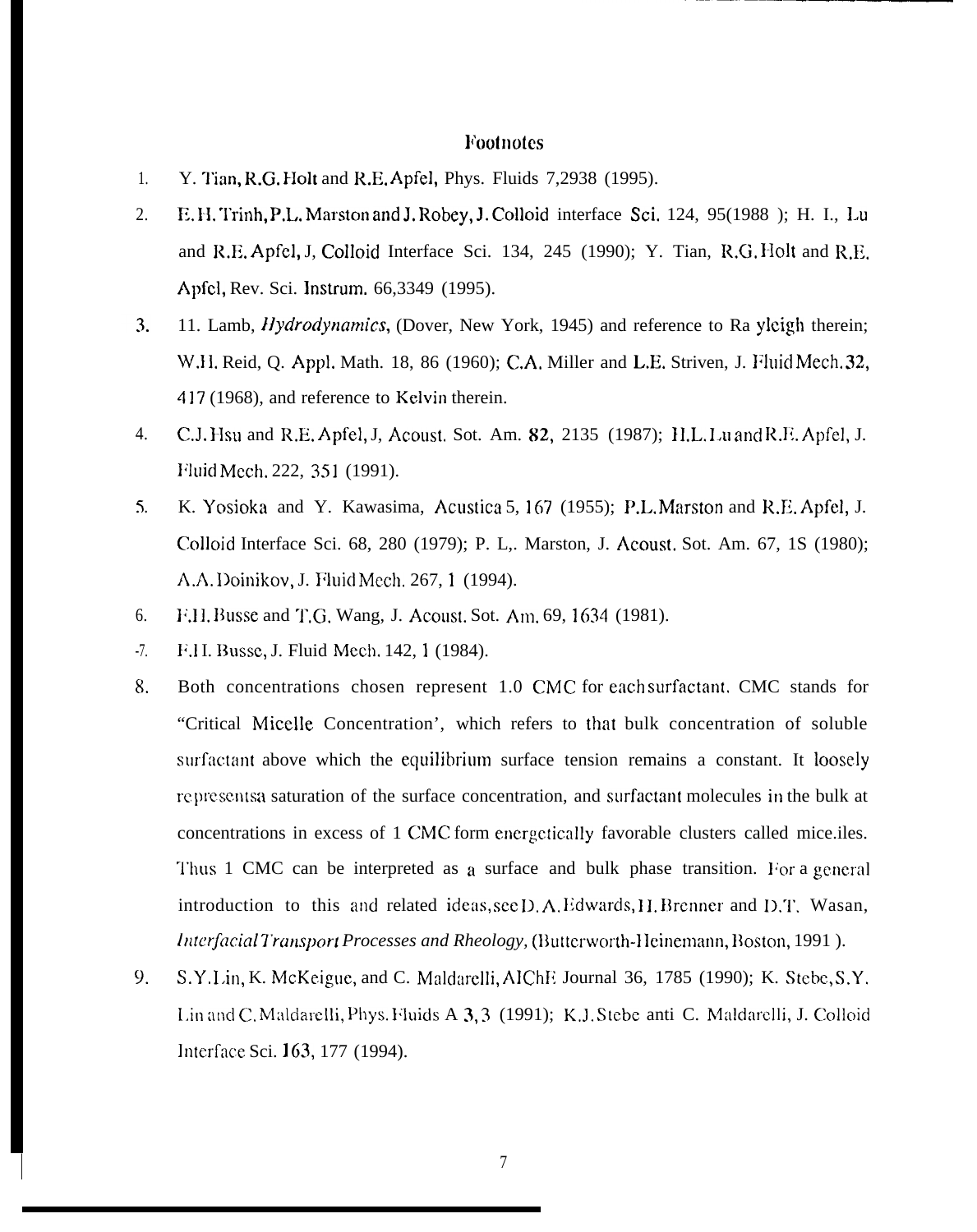## Footnotes

1. Y. Tian, R.G. Holt and R.E. Apfel, Phys. Fluids 7,2938 (1995).
2. E. H. Trinh, P.L. Marston and J. Robey, J. Colloid interface Sci. 124, 95(1988 ); H. L. Lu and R.E. Apfel, J, Colloid Interface Sci. 134, 245 (1990); Y. Tian, R.G. Holt and R.E. Apfel, Rev. Sci. Instrum. 66,3349 (1995).
3. H. Lamb, *Hydrodynamics*, (Dover, New York, 1945) and reference to Rayleigh therein; W.H. Reid, Q. Appl. Math. 18, 86 (1960); C.A. Miller and L.E. Striven, J. Fluid Mech. 32, 417 (1968), and reference to Kelvin therein.
4. C.J. Hsu and R.E. Apfel, J, Acoust. Sot. Am. 82, 2135 (1987); H.L. Lu and R.E. Apfel, J. Fluid Mech. 222, 351 (1991).
5. K. Yosioka and Y. Kawasima, Acustica 5, 167 (1955); P.L. Marston and R.E. Apfel, J. Colloid Interface Sci. 68, 280 (1979); P. L,. Marston, J. Acoust. Sot. Am. 67, 1S (1980); A.A. Doinikov, J. Fluid Mech. 267, 1 (1994).
6. F.H. Busse and T.G. Wang, J. Acoust. Sot. Am. 69, 1634 (1981).
7. F.H. Busse, J. Fluid Mech. 142, 1 (1984).
8. Both concentrations chosen represent 1.0 CMC for each surfactant. CMC stands for "Critical Micelle Concentration', which refers to that bulk concentration of soluble surfactant above which the equilibrium surface tension remains a constant. It loosely represents a saturation of the surface concentration, and surfactant molecules in the bulk at concentrations in excess of 1 CMC form energetically favorable clusters called mice.iles. Thus 1 CMC can be interpreted as a surface and bulk phase transition. For a general introduction to this and related ideas, see D. A. Edwards, H. Brenner and D.T. Wasan, *Interfacial Transport Processes and Rheology,* (Butterworth-Heinemann, Boston, 1991 ).
9. S.Y. Lin, K. McKeigue, and C. Maldarelli, AIChE Journal 36, 1785 (1990); K. Stebe, S.Y. Lin and C. Maldarelli, Phys. Fluids A 3, 3 (1991); K.J. Stebe anti C. Maldarelli, J. Colloid Interface Sci. 163, 177 (1994).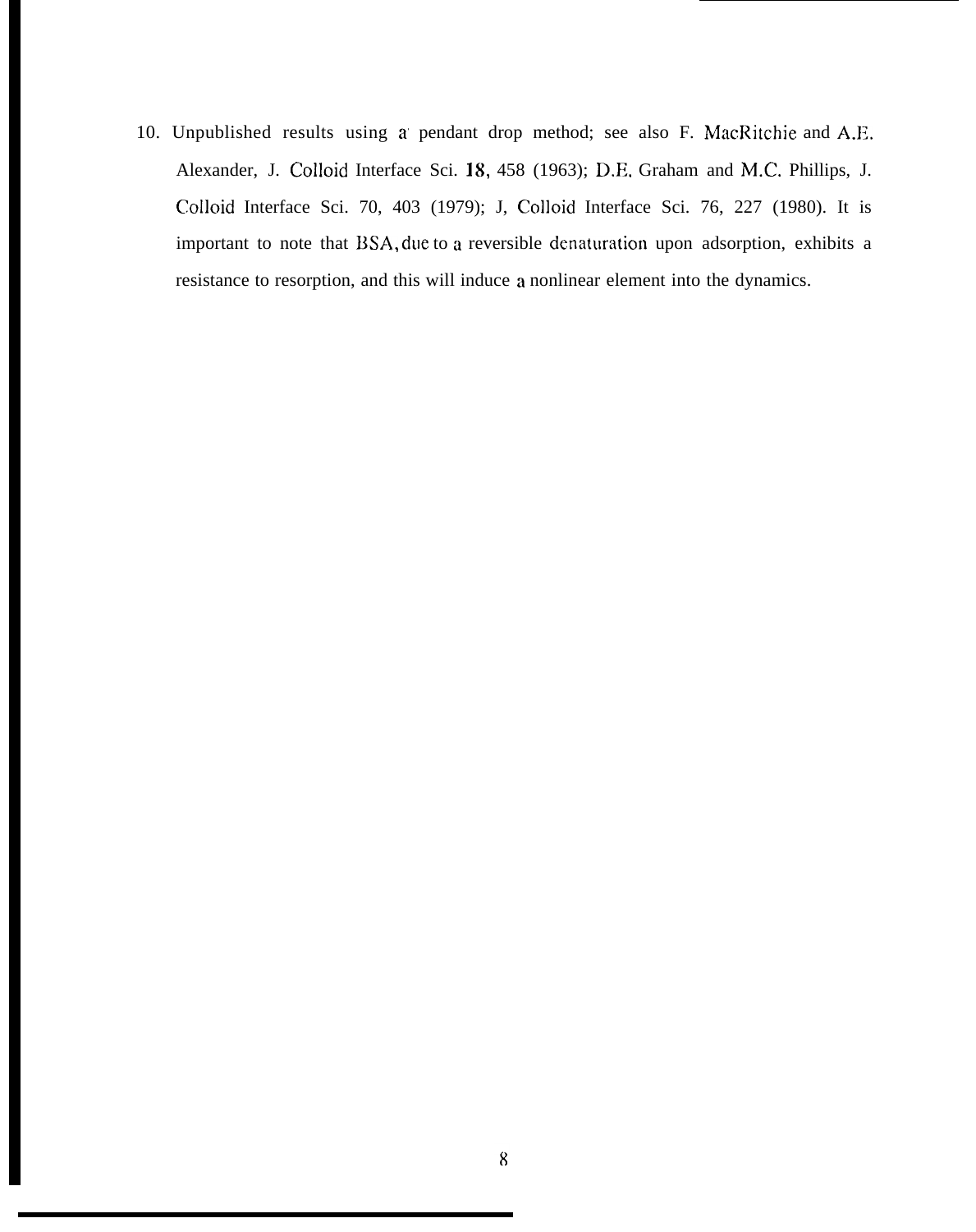10. Unpublished results using a pendant drop method; see also F. MacRitchie and A.E. Alexander, J. Colloid Interface Sci. **18**, 458 (1963); D.E. Graham and M.C. Phillips, J. Colloid Interface Sci. 70, 403 (1979); J, Colloid Interface Sci. 76, 227 (1980). It is important to note that BSA, due to a reversible denaturation upon adsorption, exhibits a resistance to resorption, and this will induce a nonlinear element into the dynamics.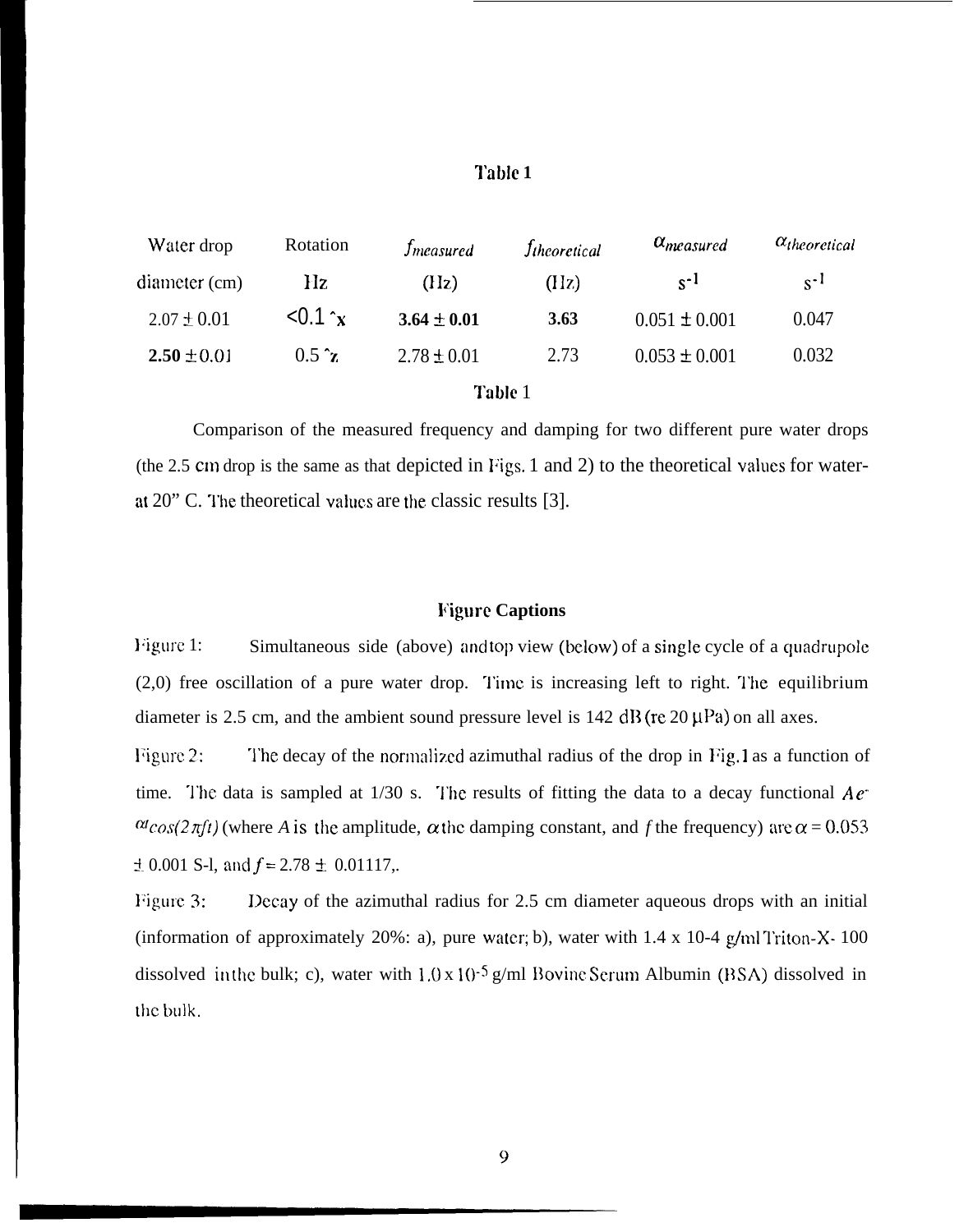## Table 1

| Water drop diameter (cm) | Rotation Hz | $f_{measured}$ (Hz) | $f_{theoretical}$ (Hz) | $\alpha_{measured}$ $s^{-1}$ | $\alpha_{theoretical}$ $s^{-1}$ |
|---|---|---|---|---|---|
| 2.07 ± 0.01 | <0.1 ^x | **3.64 ± 0.01** | **3.63** | 0.051 ± 0.001 | 0.047 |
| **2.50** ± 0.01 | 0.5 ^z | 2.78 ± 0.01 | 2.73 | 0.053 ± 0.001 | 0.032 |

Table 1

Comparison of the measured frequency and damping for two different pure water drops (the 2.5 cm drop is the same as that depicted in Figs. 1 and 2) to the theoretical values for water-at 20" C. The theoretical values are the classic results [3].

### Figure Captions

Figure 1: Simultaneous side (above) and top view (below) of a single cycle of a quadrupole (2,0) free oscillation of a pure water drop. Time is increasing left to right. The equilibrium diameter is 2.5 cm, and the ambient sound pressure level is 142 dB (re 20 μPa) on all axes.

Figure 2: The decay of the normalized azimuthal radius of the drop in Fig. 1 as a function of time. The data is sampled at 1/30 s. The results of fitting the data to a decay functional $Ae^{-\alpha t}cos(2\pi ft)$ (where $A$ is the amplitude, $\alpha$ the damping constant, and $f$ the frequency) are $\alpha = 0.053 \pm 0.001$ S-l, and $f = 2.78 \pm$ 0.01117,.

Figure 3: Decay of the azimuthal radius for 2.5 cm diameter aqueous drops with an initial (information of approximately 20%: a), pure water; b), water with 1.4 x 10-4 g/ml Triton-X- 100 dissolved in the bulk; c), water with $1.0 \times 10^{-5}$ g/ml Bovine Serum Albumin (BSA) dissolved in the bulk.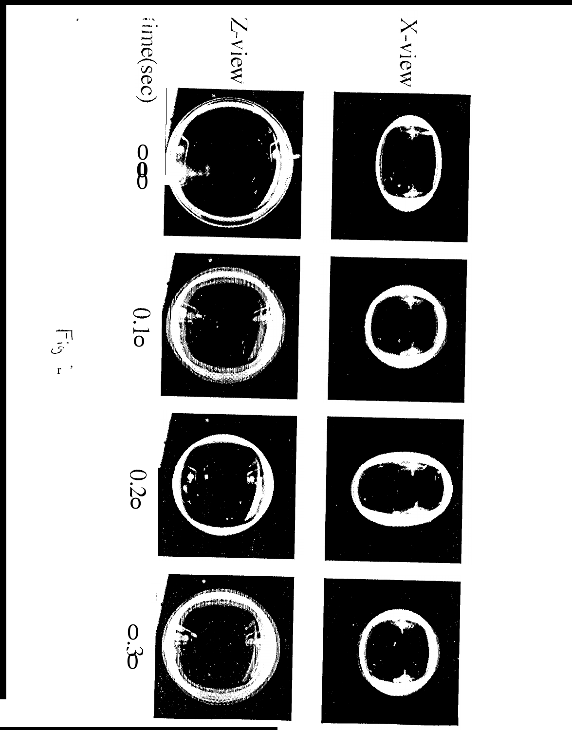X-view

Z-view

time(sec) 0.0 0.10 0.20 0.30

Fig.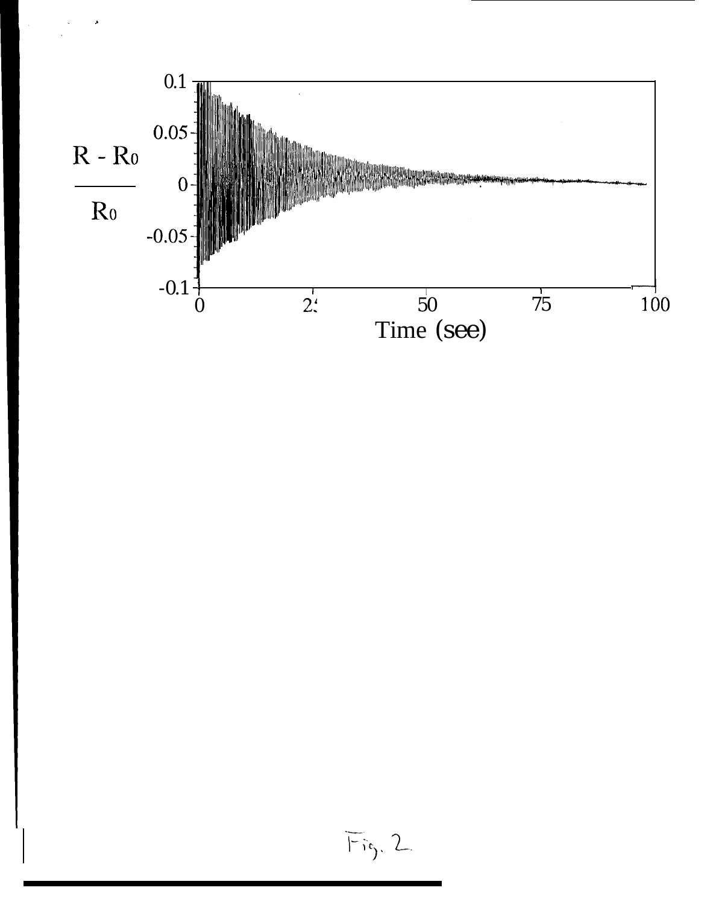Fig. 2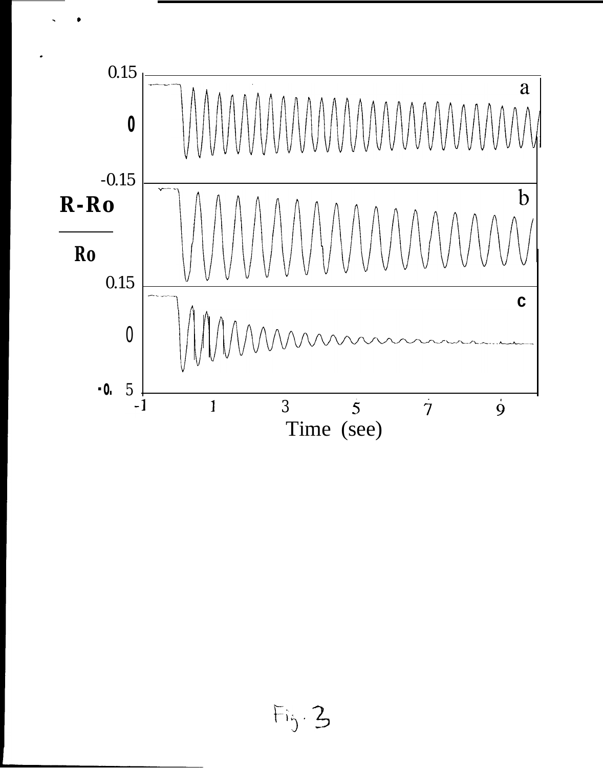0.15

0

-0.15

R-Ro

Ro

0.15

0

-0. 5

a

b

c

-1

1

3

5

7

9

Time (see)

Fig. 3